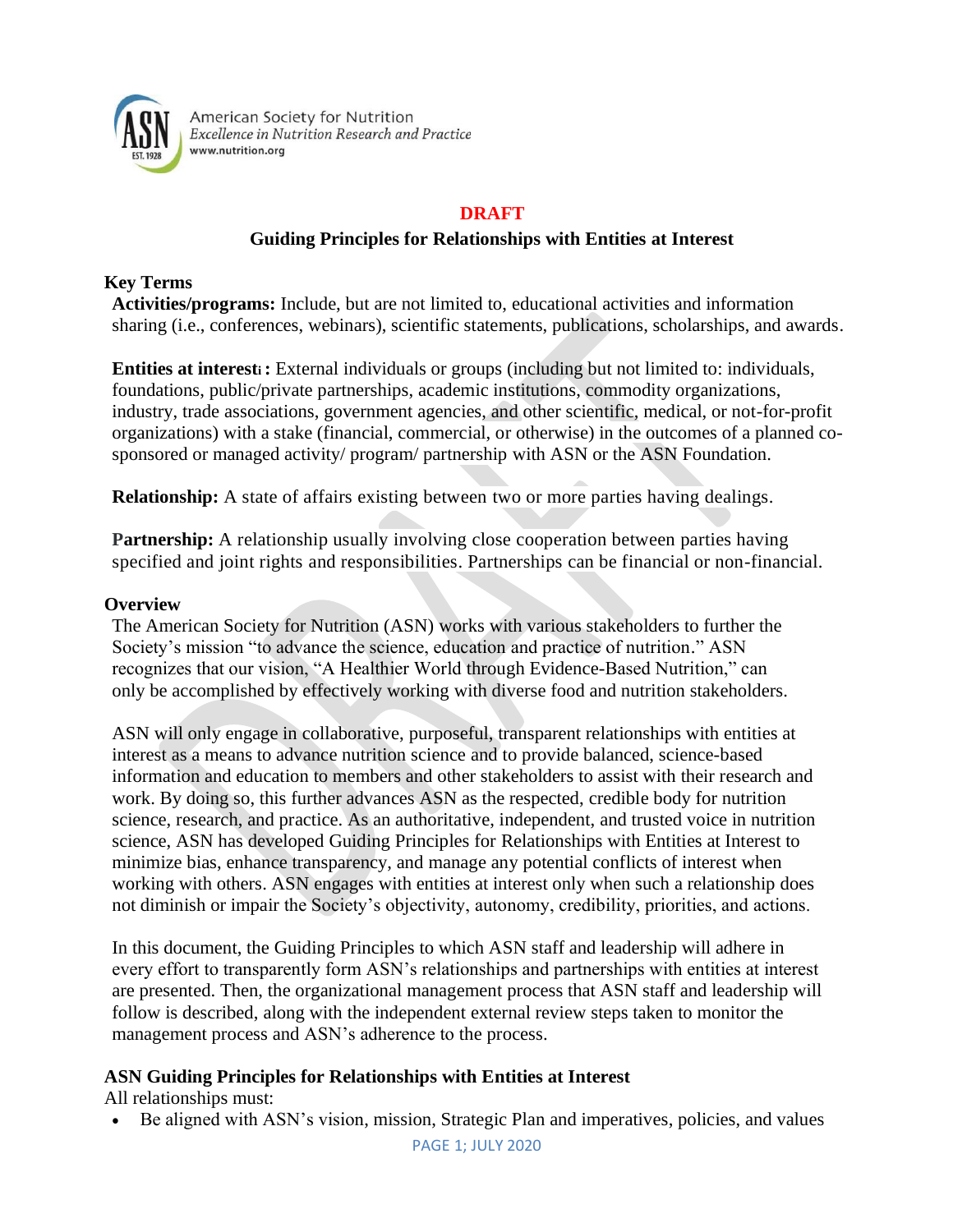American Society for Nutrition
*Excellence in Nutrition Research and Practice*
www.nutrition.org

**DRAFT**

# Guiding Principles for Relationships with Entities at Interest

## Key Terms

**Activities/programs:** Include, but are not limited to, educational activities and information sharing (i.e., conferences, webinars), scientific statements, publications, scholarships, and awards.

**Entities at interest[i] :** External individuals or groups (including but not limited to: individuals, foundations, public/private partnerships, academic institutions, commodity organizations, industry, trade associations, government agencies, and other scientific, medical, or not-for-profit organizations) with a stake (financial, commercial, or otherwise) in the outcomes of a planned co-sponsored or managed activity/ program/ partnership with ASN or the ASN Foundation.

**Relationship:** A state of affairs existing between two or more parties having dealings.

**Partnership:** A relationship usually involving close cooperation between parties having specified and joint rights and responsibilities. Partnerships can be financial or non-financial.

## Overview

The American Society for Nutrition (ASN) works with various stakeholders to further the Society's mission "to advance the science, education and practice of nutrition." ASN recognizes that our vision, "A Healthier World through Evidence-Based Nutrition," can only be accomplished by effectively working with diverse food and nutrition stakeholders.

ASN will only engage in collaborative, purposeful, transparent relationships with entities at interest as a means to advance nutrition science and to provide balanced, science-based information and education to members and other stakeholders to assist with their research and work. By doing so, this further advances ASN as the respected, credible body for nutrition science, research, and practice. As an authoritative, independent, and trusted voice in nutrition science, ASN has developed Guiding Principles for Relationships with Entities at Interest to minimize bias, enhance transparency, and manage any potential conflicts of interest when working with others. ASN engages with entities at interest only when such a relationship does not diminish or impair the Society's objectivity, autonomy, credibility, priorities, and actions.

In this document, the Guiding Principles to which ASN staff and leadership will adhere in every effort to transparently form ASN's relationships and partnerships with entities at interest are presented. Then, the organizational management process that ASN staff and leadership will follow is described, along with the independent external review steps taken to monitor the management process and ASN's adherence to the process.

## ASN Guiding Principles for Relationships with Entities at Interest

All relationships must:

- Be aligned with ASN's vision, mission, Strategic Plan and imperatives, policies, and values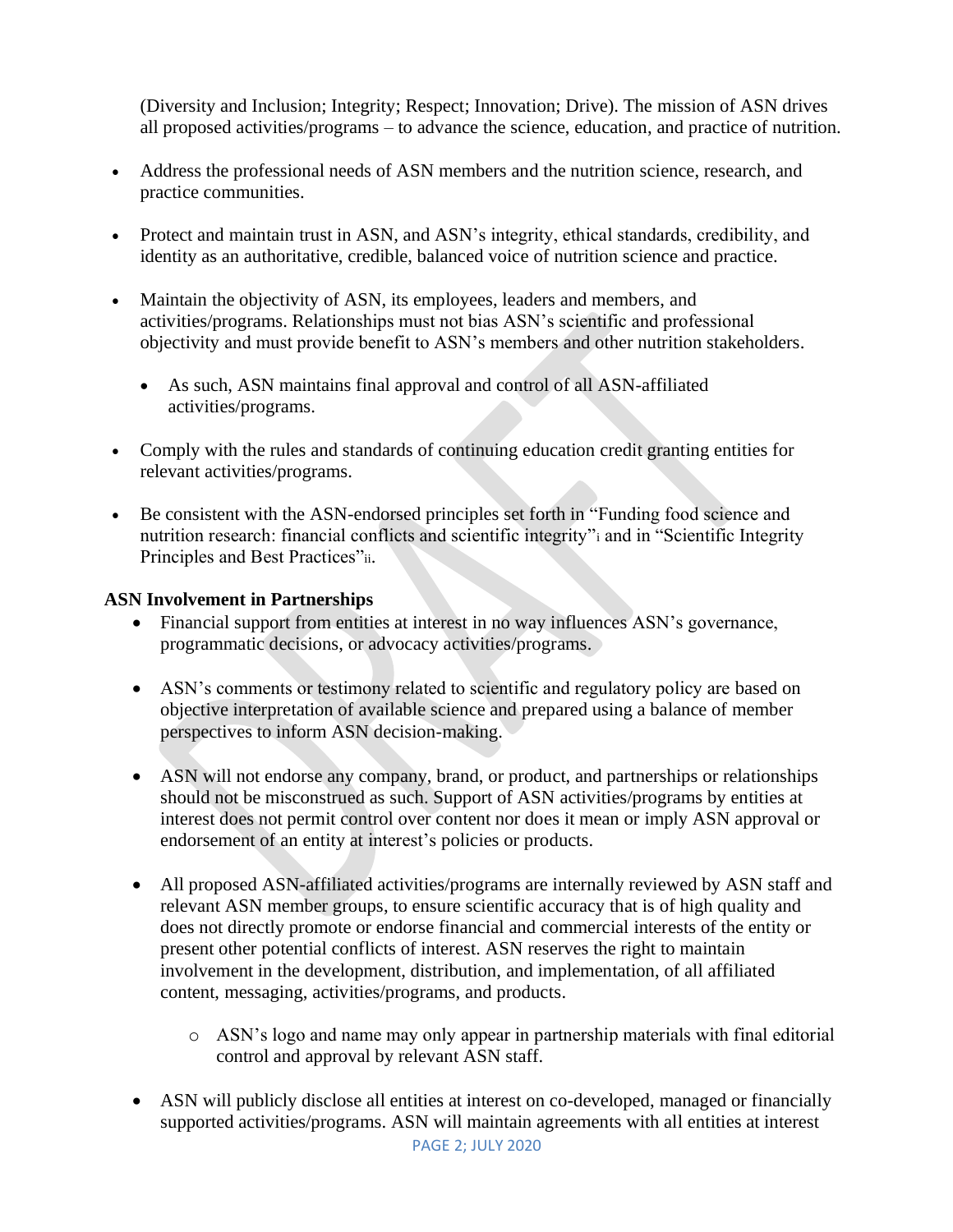(Diversity and Inclusion; Integrity; Respect; Innovation; Drive). The mission of ASN drives all proposed activities/programs – to advance the science, education, and practice of nutrition.

- Address the professional needs of ASN members and the nutrition science, research, and practice communities.
- Protect and maintain trust in ASN, and ASN's integrity, ethical standards, credibility, and identity as an authoritative, credible, balanced voice of nutrition science and practice.
- Maintain the objectivity of ASN, its employees, leaders and members, and activities/programs. Relationships must not bias ASN's scientific and professional objectivity and must provide benefit to ASN's members and other nutrition stakeholders.
  - As such, ASN maintains final approval and control of all ASN-affiliated activities/programs.
- Comply with the rules and standards of continuing education credit granting entities for relevant activities/programs.
- Be consistent with the ASN-endorsed principles set forth in "Funding food science and nutrition research: financial conflicts and scientific integrity"[i] and in "Scientific Integrity Principles and Best Practices"[ii].

**ASN Involvement in Partnerships**

- Financial support from entities at interest in no way influences ASN's governance, programmatic decisions, or advocacy activities/programs.
- ASN's comments or testimony related to scientific and regulatory policy are based on objective interpretation of available science and prepared using a balance of member perspectives to inform ASN decision-making.
- ASN will not endorse any company, brand, or product, and partnerships or relationships should not be misconstrued as such. Support of ASN activities/programs by entities at interest does not permit control over content nor does it mean or imply ASN approval or endorsement of an entity at interest's policies or products.
- All proposed ASN-affiliated activities/programs are internally reviewed by ASN staff and relevant ASN member groups, to ensure scientific accuracy that is of high quality and does not directly promote or endorse financial and commercial interests of the entity or present other potential conflicts of interest. ASN reserves the right to maintain involvement in the development, distribution, and implementation, of all affiliated content, messaging, activities/programs, and products.
  - ASN's logo and name may only appear in partnership materials with final editorial control and approval by relevant ASN staff.
- ASN will publicly disclose all entities at interest on co-developed, managed or financially supported activities/programs. ASN will maintain agreements with all entities at interest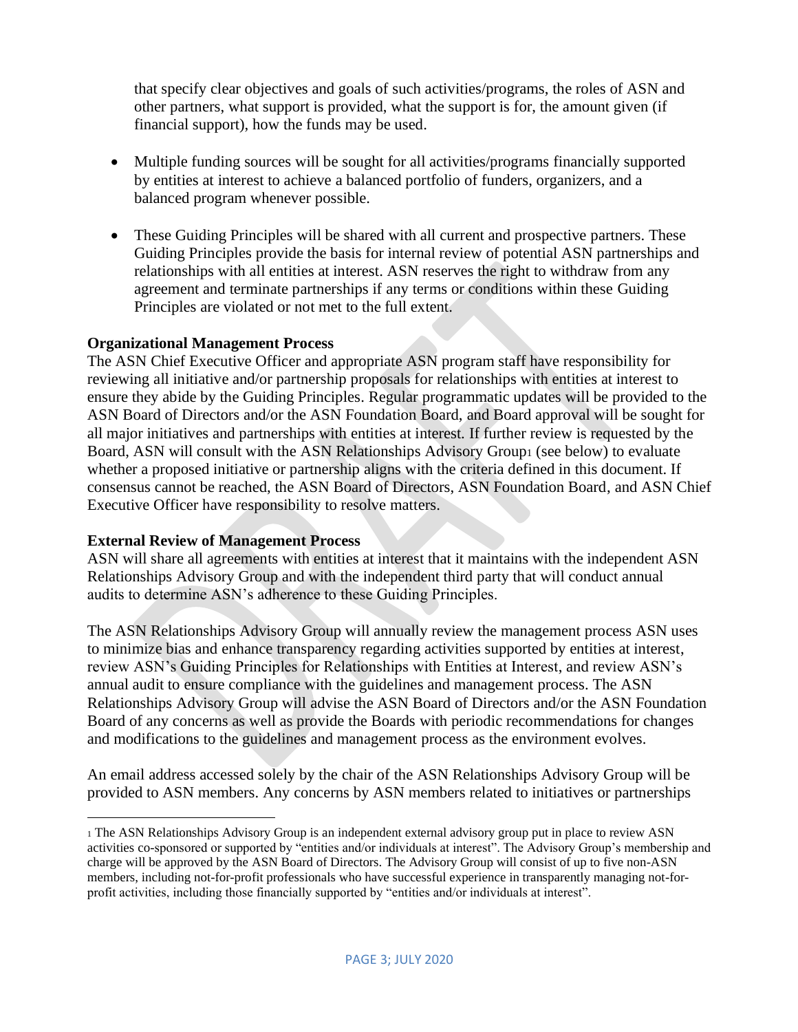that specify clear objectives and goals of such activities/programs, the roles of ASN and other partners, what support is provided, what the support is for, the amount given (if financial support), how the funds may be used.

- Multiple funding sources will be sought for all activities/programs financially supported by entities at interest to achieve a balanced portfolio of funders, organizers, and a balanced program whenever possible.

- These Guiding Principles will be shared with all current and prospective partners. These Guiding Principles provide the basis for internal review of potential ASN partnerships and relationships with all entities at interest. ASN reserves the right to withdraw from any agreement and terminate partnerships if any terms or conditions within these Guiding Principles are violated or not met to the full extent.

**Organizational Management Process**

The ASN Chief Executive Officer and appropriate ASN program staff have responsibility for reviewing all initiative and/or partnership proposals for relationships with entities at interest to ensure they abide by the Guiding Principles. Regular programmatic updates will be provided to the ASN Board of Directors and/or the ASN Foundation Board, and Board approval will be sought for all major initiatives and partnerships with entities at interest. If further review is requested by the Board, ASN will consult with the ASN Relationships Advisory Group[1] (see below) to evaluate whether a proposed initiative or partnership aligns with the criteria defined in this document. If consensus cannot be reached, the ASN Board of Directors, ASN Foundation Board, and ASN Chief Executive Officer have responsibility to resolve matters.

**External Review of Management Process**

ASN will share all agreements with entities at interest that it maintains with the independent ASN Relationships Advisory Group and with the independent third party that will conduct annual audits to determine ASN's adherence to these Guiding Principles.

The ASN Relationships Advisory Group will annually review the management process ASN uses to minimize bias and enhance transparency regarding activities supported by entities at interest, review ASN's Guiding Principles for Relationships with Entities at Interest, and review ASN's annual audit to ensure compliance with the guidelines and management process. The ASN Relationships Advisory Group will advise the ASN Board of Directors and/or the ASN Foundation Board of any concerns as well as provide the Boards with periodic recommendations for changes and modifications to the guidelines and management process as the environment evolves.

An email address accessed solely by the chair of the ASN Relationships Advisory Group will be provided to ASN members. Any concerns by ASN members related to initiatives or partnerships

[1] The ASN Relationships Advisory Group is an independent external advisory group put in place to review ASN activities co-sponsored or supported by "entities and/or individuals at interest". The Advisory Group's membership and charge will be approved by the ASN Board of Directors. The Advisory Group will consist of up to five non-ASN members, including not-for-profit professionals who have successful experience in transparently managing not-for-profit activities, including those financially supported by "entities and/or individuals at interest".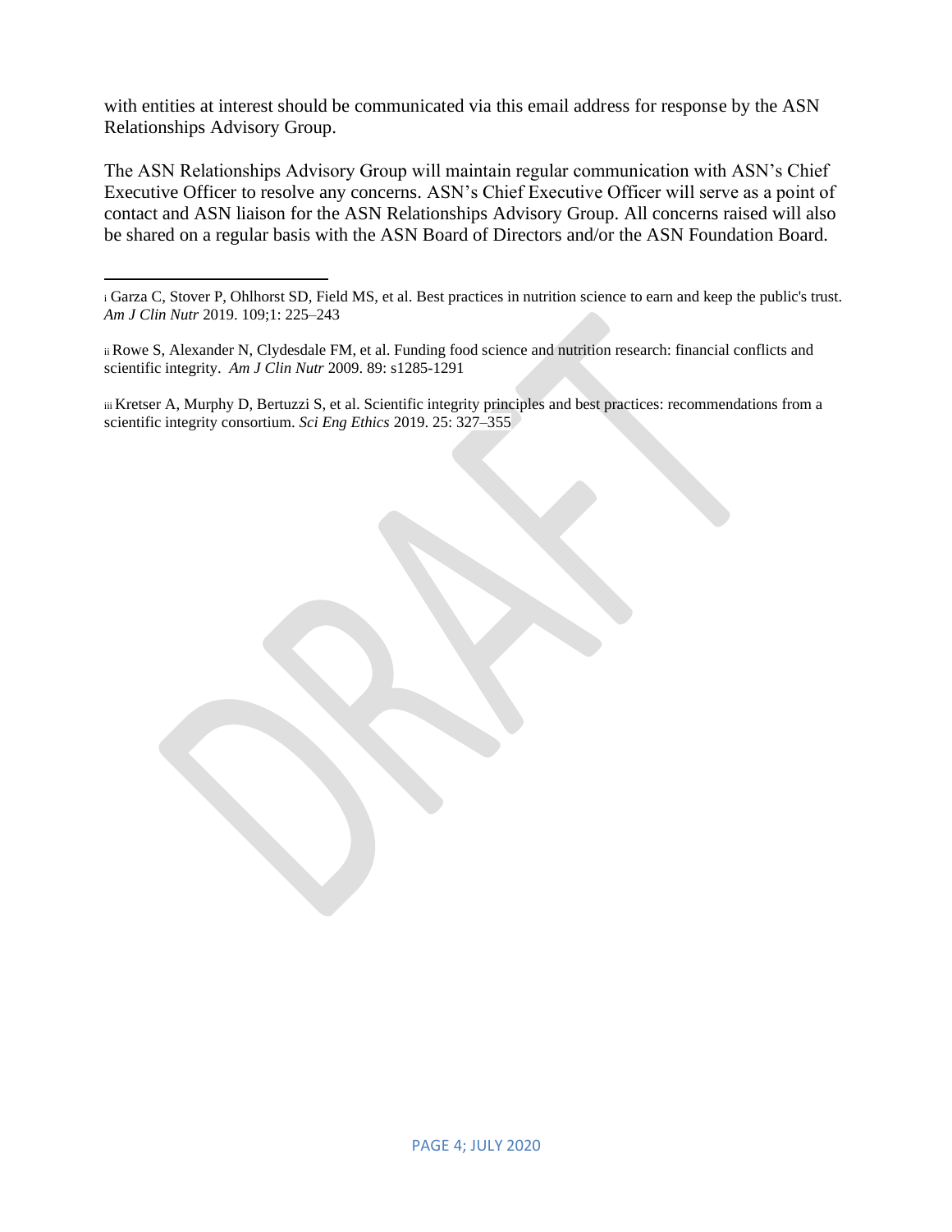with entities at interest should be communicated via this email address for response by the ASN Relationships Advisory Group.

The ASN Relationships Advisory Group will maintain regular communication with ASN's Chief Executive Officer to resolve any concerns. ASN's Chief Executive Officer will serve as a point of contact and ASN liaison for the ASN Relationships Advisory Group. All concerns raised will also be shared on a regular basis with the ASN Board of Directors and/or the ASN Foundation Board.

---

[i] Garza C, Stover P, Ohlhorst SD, Field MS, et al. Best practices in nutrition science to earn and keep the public's trust. *Am J Clin Nutr* 2019. 109;1: 225–243

[ii] Rowe S, Alexander N, Clydesdale FM, et al. Funding food science and nutrition research: financial conflicts and scientific integrity. *Am J Clin Nutr* 2009. 89: s1285-1291

[iii] Kretser A, Murphy D, Bertuzzi S, et al. Scientific integrity principles and best practices: recommendations from a scientific integrity consortium. *Sci Eng Ethics* 2019. 25: 327–355